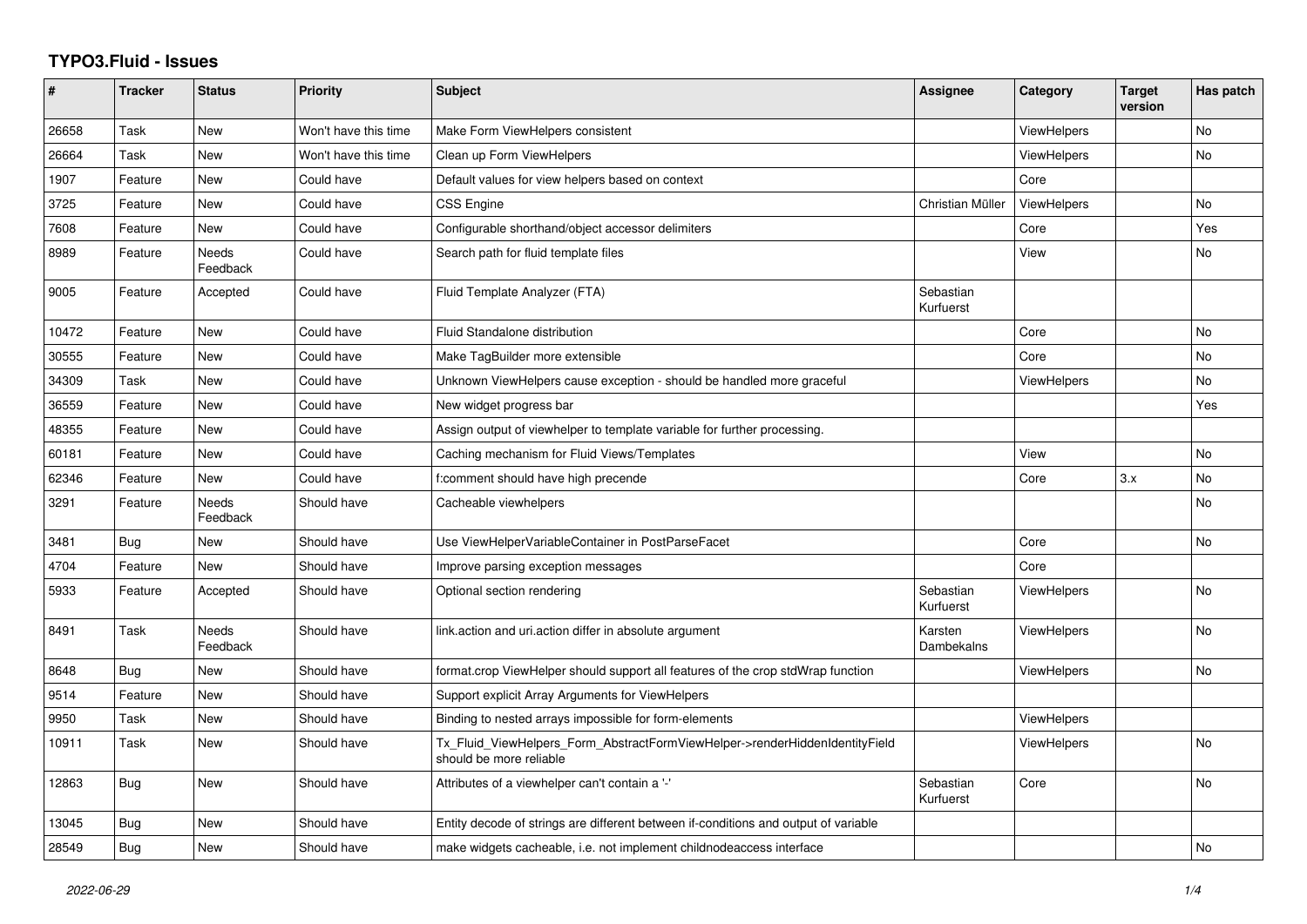# TYPO3.Fluid - Issues

| # | Tracker | Status | Priority | Subject | Assignee | Category | Target version | Has patch |
|---|---|---|---|---|---|---|---|---|
| 26658 | Task | New | Won't have this time | Make Form ViewHelpers consistent | | ViewHelpers | | No |
| 26664 | Task | New | Won't have this time | Clean up Form ViewHelpers | | ViewHelpers | | No |
| 1907 | Feature | New | Could have | Default values for view helpers based on context | | Core | | |
| 3725 | Feature | New | Could have | CSS Engine | Christian Müller | ViewHelpers | | No |
| 7608 | Feature | New | Could have | Configurable shorthand/object accessor delimiters | | Core | | Yes |
| 8989 | Feature | Needs Feedback | Could have | Search path for fluid template files | | View | | No |
| 9005 | Feature | Accepted | Could have | Fluid Template Analyzer (FTA) | Sebastian Kurfuerst | | | |
| 10472 | Feature | New | Could have | Fluid Standalone distribution | | Core | | No |
| 30555 | Feature | New | Could have | Make TagBuilder more extensible | | Core | | No |
| 34309 | Task | New | Could have | Unknown ViewHelpers cause exception - should be handled more graceful | | ViewHelpers | | No |
| 36559 | Feature | New | Could have | New widget progress bar | | | | Yes |
| 48355 | Feature | New | Could have | Assign output of viewhelper to template variable for further processing. | | | | |
| 60181 | Feature | New | Could have | Caching mechanism for Fluid Views/Templates | | View | | No |
| 62346 | Feature | New | Could have | f:comment should have high precende | | Core | 3.x | No |
| 3291 | Feature | Needs Feedback | Should have | Cacheable viewhelpers | | | | No |
| 3481 | Bug | New | Should have | Use ViewHelperVariableContainer in PostParseFacet | | Core | | No |
| 4704 | Feature | New | Should have | Improve parsing exception messages | | Core | | |
| 5933 | Feature | Accepted | Should have | Optional section rendering | Sebastian Kurfuerst | ViewHelpers | | No |
| 8491 | Task | Needs Feedback | Should have | link.action and uri.action differ in absolute argument | Karsten Dambekalns | ViewHelpers | | No |
| 8648 | Bug | New | Should have | format.crop ViewHelper should support all features of the crop stdWrap function | | ViewHelpers | | No |
| 9514 | Feature | New | Should have | Support explicit Array Arguments for ViewHelpers | | | | |
| 9950 | Task | New | Should have | Binding to nested arrays impossible for form-elements | | ViewHelpers | | |
| 10911 | Task | New | Should have | Tx_Fluid_ViewHelpers_Form_AbstractFormViewHelper->renderHiddenIdentityField should be more reliable | | ViewHelpers | | No |
| 12863 | Bug | New | Should have | Attributes of a viewhelper can't contain a '-' | Sebastian Kurfuerst | Core | | No |
| 13045 | Bug | New | Should have | Entity decode of strings are different between if-conditions and output of variable | | | | |
| 28549 | Bug | New | Should have | make widgets cacheable, i.e. not implement childnodeaccess interface | | | | No |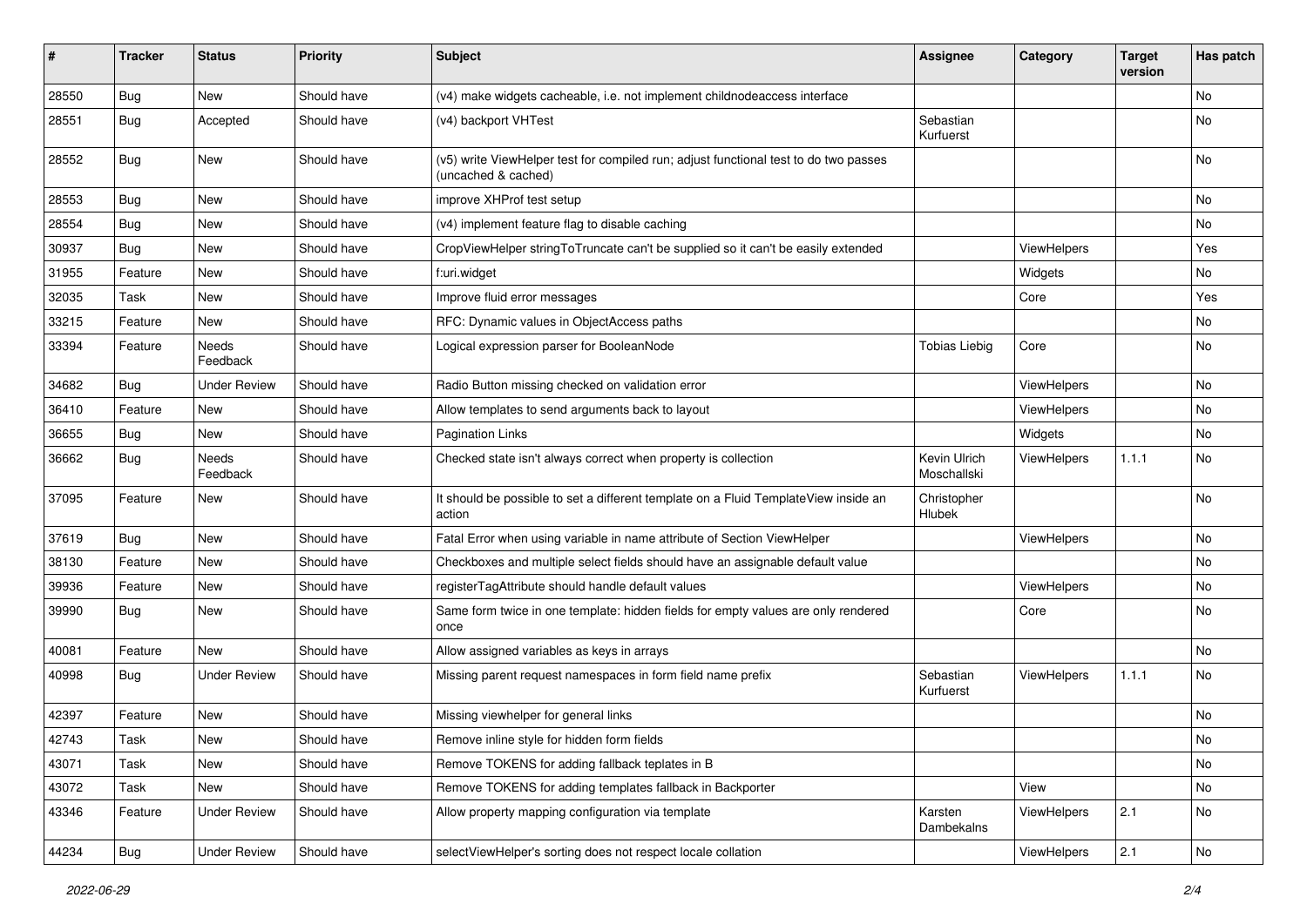| # | Tracker | Status | Priority | Subject | Assignee | Category | Target version | Has patch |
|---|---|---|---|---|---|---|---|---|
| 28550 | Bug | New | Should have | (v4) make widgets cacheable, i.e. not implement childnodeaccess interface | | | | No |
| 28551 | Bug | Accepted | Should have | (v4) backport VHTest | Sebastian Kurfuerst | | | No |
| 28552 | Bug | New | Should have | (v5) write ViewHelper test for compiled run; adjust functional test to do two passes (uncached & cached) | | | | No |
| 28553 | Bug | New | Should have | improve XHProf test setup | | | | No |
| 28554 | Bug | New | Should have | (v4) implement feature flag to disable caching | | | | No |
| 30937 | Bug | New | Should have | CropViewHelper stringToTruncate can't be supplied so it can't be easily extended | | ViewHelpers | | Yes |
| 31955 | Feature | New | Should have | f:uri.widget | | Widgets | | No |
| 32035 | Task | New | Should have | Improve fluid error messages | | Core | | Yes |
| 33215 | Feature | New | Should have | RFC: Dynamic values in ObjectAccess paths | | | | No |
| 33394 | Feature | Needs Feedback | Should have | Logical expression parser for BooleanNode | Tobias Liebig | Core | | No |
| 34682 | Bug | Under Review | Should have | Radio Button missing checked on validation error | | ViewHelpers | | No |
| 36410 | Feature | New | Should have | Allow templates to send arguments back to layout | | ViewHelpers | | No |
| 36655 | Bug | New | Should have | Pagination Links | | Widgets | | No |
| 36662 | Bug | Needs Feedback | Should have | Checked state isn't always correct when property is collection | Kevin Ulrich Moschallski | ViewHelpers | 1.1.1 | No |
| 37095 | Feature | New | Should have | It should be possible to set a different template on a Fluid TemplateView inside an action | Christopher Hlubek | | | No |
| 37619 | Bug | New | Should have | Fatal Error when using variable in name attribute of Section ViewHelper | | ViewHelpers | | No |
| 38130 | Feature | New | Should have | Checkboxes and multiple select fields should have an assignable default value | | | | No |
| 39936 | Feature | New | Should have | registerTagAttribute should handle default values | | ViewHelpers | | No |
| 39990 | Bug | New | Should have | Same form twice in one template: hidden fields for empty values are only rendered once | | Core | | No |
| 40081 | Feature | New | Should have | Allow assigned variables as keys in arrays | | | | No |
| 40998 | Bug | Under Review | Should have | Missing parent request namespaces in form field name prefix | Sebastian Kurfuerst | ViewHelpers | 1.1.1 | No |
| 42397 | Feature | New | Should have | Missing viewhelper for general links | | | | No |
| 42743 | Task | New | Should have | Remove inline style for hidden form fields | | | | No |
| 43071 | Task | New | Should have | Remove TOKENS for adding fallback teplates in B | | | | No |
| 43072 | Task | New | Should have | Remove TOKENS for adding templates fallback in Backporter | | View | | No |
| 43346 | Feature | Under Review | Should have | Allow property mapping configuration via template | Karsten Dambekalns | ViewHelpers | 2.1 | No |
| 44234 | Bug | Under Review | Should have | selectViewHelper's sorting does not respect locale collation | | ViewHelpers | 2.1 | No |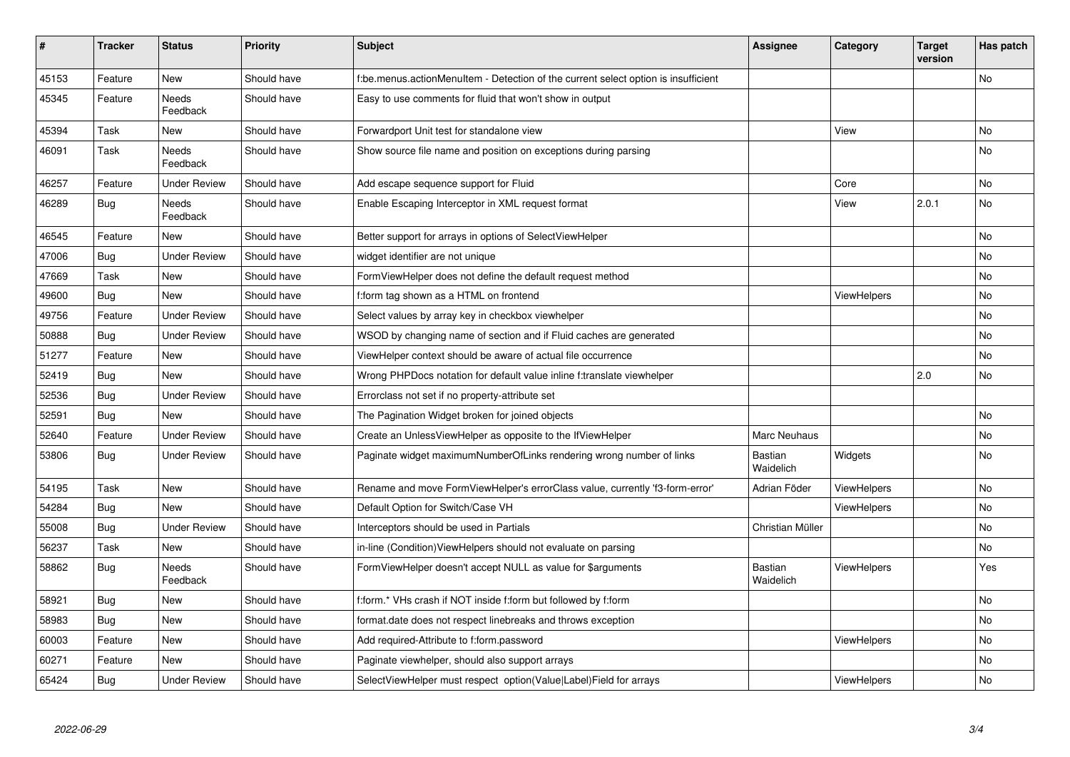| # | Tracker | Status | Priority | Subject | Assignee | Category | Target version | Has patch |
|---|---|---|---|---|---|---|---|---|
| 45153 | Feature | New | Should have | f:be.menus.actionMenuItem - Detection of the current select option is insufficient | | | | No |
| 45345 | Feature | Needs Feedback | Should have | Easy to use comments for fluid that won't show in output | | | | |
| 45394 | Task | New | Should have | Forwardport Unit test for standalone view | | View | | No |
| 46091 | Task | Needs Feedback | Should have | Show source file name and position on exceptions during parsing | | | | No |
| 46257 | Feature | Under Review | Should have | Add escape sequence support for Fluid | | Core | | No |
| 46289 | Bug | Needs Feedback | Should have | Enable Escaping Interceptor in XML request format | | View | 2.0.1 | No |
| 46545 | Feature | New | Should have | Better support for arrays in options of SelectViewHelper | | | | No |
| 47006 | Bug | Under Review | Should have | widget identifier are not unique | | | | No |
| 47669 | Task | New | Should have | FormViewHelper does not define the default request method | | | | No |
| 49600 | Bug | New | Should have | f:form tag shown as a HTML on frontend | | ViewHelpers | | No |
| 49756 | Feature | Under Review | Should have | Select values by array key in checkbox viewhelper | | | | No |
| 50888 | Bug | Under Review | Should have | WSOD by changing name of section and if Fluid caches are generated | | | | No |
| 51277 | Feature | New | Should have | ViewHelper context should be aware of actual file occurrence | | | | No |
| 52419 | Bug | New | Should have | Wrong PHPDocs notation for default value inline f:translate viewhelper | | | 2.0 | No |
| 52536 | Bug | Under Review | Should have | Errorclass not set if no property-attribute set | | | | |
| 52591 | Bug | New | Should have | The Pagination Widget broken for joined objects | | | | No |
| 52640 | Feature | Under Review | Should have | Create an UnlessViewHelper as opposite to the IfViewHelper | Marc Neuhaus | | | No |
| 53806 | Bug | Under Review | Should have | Paginate widget maximumNumberOfLinks rendering wrong number of links | Bastian Waidelich | Widgets | | No |
| 54195 | Task | New | Should have | Rename and move FormViewHelper's errorClass value, currently 'f3-form-error' | Adrian Föder | ViewHelpers | | No |
| 54284 | Bug | New | Should have | Default Option for Switch/Case VH | | ViewHelpers | | No |
| 55008 | Bug | Under Review | Should have | Interceptors should be used in Partials | Christian Müller | | | No |
| 56237 | Task | New | Should have | in-line (Condition)ViewHelpers should not evaluate on parsing | | | | No |
| 58862 | Bug | Needs Feedback | Should have | FormViewHelper doesn't accept NULL as value for $arguments | Bastian Waidelich | ViewHelpers | | Yes |
| 58921 | Bug | New | Should have | f:form.* VHs crash if NOT inside f:form but followed by f:form | | | | No |
| 58983 | Bug | New | Should have | format.date does not respect linebreaks and throws exception | | | | No |
| 60003 | Feature | New | Should have | Add required-Attribute to f:form.password | | ViewHelpers | | No |
| 60271 | Feature | New | Should have | Paginate viewhelper, should also support arrays | | | | No |
| 65424 | Bug | Under Review | Should have | SelectViewHelper must respect option(Value\|Label)Field for arrays | | ViewHelpers | | No |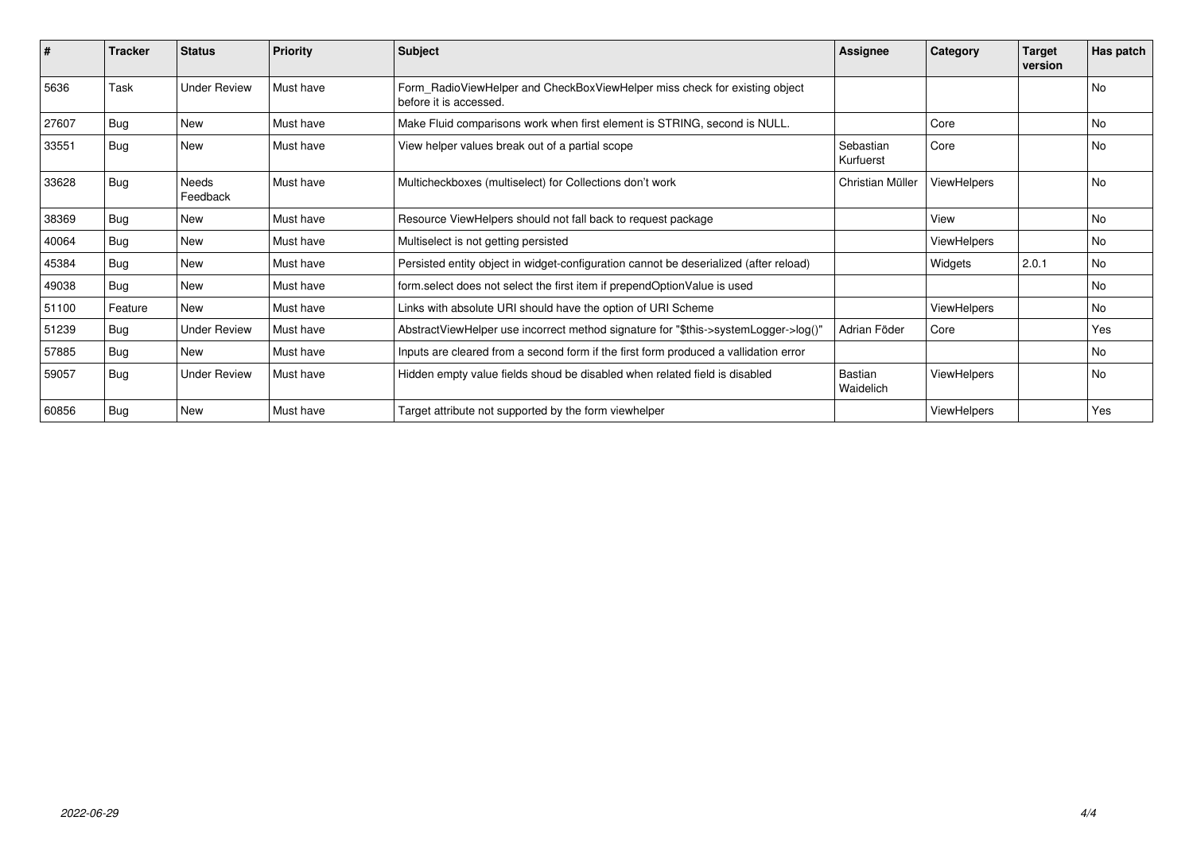| # | Tracker | Status | Priority | Subject | Assignee | Category | Target version | Has patch |
|---|---|---|---|---|---|---|---|---|
| 5636 | Task | Under Review | Must have | Form_RadioViewHelper and CheckBoxViewHelper miss check for existing object before it is accessed. | | | | No |
| 27607 | Bug | New | Must have | Make Fluid comparisons work when first element is STRING, second is NULL. | | Core | | No |
| 33551 | Bug | New | Must have | View helper values break out of a partial scope | Sebastian Kurfuerst | Core | | No |
| 33628 | Bug | Needs Feedback | Must have | Multicheckboxes (multiselect) for Collections don't work | Christian Müller | ViewHelpers | | No |
| 38369 | Bug | New | Must have | Resource ViewHelpers should not fall back to request package | | View | | No |
| 40064 | Bug | New | Must have | Multiselect is not getting persisted | | ViewHelpers | | No |
| 45384 | Bug | New | Must have | Persisted entity object in widget-configuration cannot be deserialized (after reload) | | Widgets | 2.0.1 | No |
| 49038 | Bug | New | Must have | form.select does not select the first item if prependOptionValue is used | | | | No |
| 51100 | Feature | New | Must have | Links with absolute URI should have the option of URI Scheme | | ViewHelpers | | No |
| 51239 | Bug | Under Review | Must have | AbstractViewHelper use incorrect method signature for "$this->systemLogger->log()" | Adrian Föder | Core | | Yes |
| 57885 | Bug | New | Must have | Inputs are cleared from a second form if the first form produced a vallidation error | | | | No |
| 59057 | Bug | Under Review | Must have | Hidden empty value fields shoud be disabled when related field is disabled | Bastian Waidelich | ViewHelpers | | No |
| 60856 | Bug | New | Must have | Target attribute not supported by the form viewhelper | | ViewHelpers | | Yes |